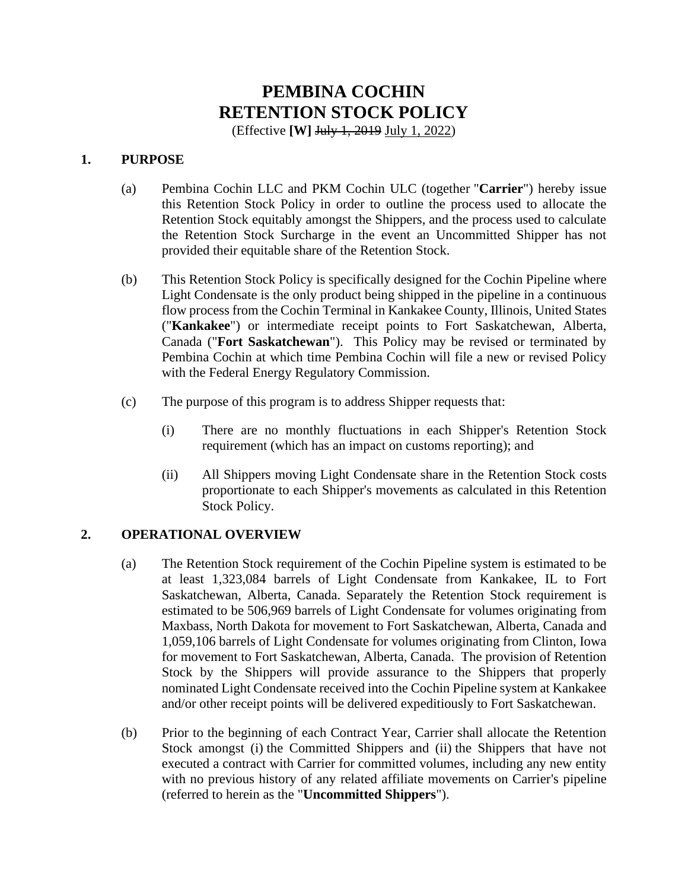# PEMBINA COCHIN
# RETENTION STOCK POLICY

(Effective **[W]** ~~July 1, 2019~~ July 1, 2022)

## 1. PURPOSE

(a) Pembina Cochin LLC and PKM Cochin ULC (together "**Carrier**") hereby issue this Retention Stock Policy in order to outline the process used to allocate the Retention Stock equitably amongst the Shippers, and the process used to calculate the Retention Stock Surcharge in the event an Uncommitted Shipper has not provided their equitable share of the Retention Stock.

(b) This Retention Stock Policy is specifically designed for the Cochin Pipeline where Light Condensate is the only product being shipped in the pipeline in a continuous flow process from the Cochin Terminal in Kankakee County, Illinois, United States ("**Kankakee**") or intermediate receipt points to Fort Saskatchewan, Alberta, Canada ("**Fort Saskatchewan**"). This Policy may be revised or terminated by Pembina Cochin at which time Pembina Cochin will file a new or revised Policy with the Federal Energy Regulatory Commission.

(c) The purpose of this program is to address Shipper requests that:

(i) There are no monthly fluctuations in each Shipper's Retention Stock requirement (which has an impact on customs reporting); and

(ii) All Shippers moving Light Condensate share in the Retention Stock costs proportionate to each Shipper's movements as calculated in this Retention Stock Policy.

## 2. OPERATIONAL OVERVIEW

(a) The Retention Stock requirement of the Cochin Pipeline system is estimated to be at least 1,323,084 barrels of Light Condensate from Kankakee, IL to Fort Saskatchewan, Alberta, Canada. Separately the Retention Stock requirement is estimated to be 506,969 barrels of Light Condensate for volumes originating from Maxbass, North Dakota for movement to Fort Saskatchewan, Alberta, Canada and 1,059,106 barrels of Light Condensate for volumes originating from Clinton, Iowa for movement to Fort Saskatchewan, Alberta, Canada. The provision of Retention Stock by the Shippers will provide assurance to the Shippers that properly nominated Light Condensate received into the Cochin Pipeline system at Kankakee and/or other receipt points will be delivered expeditiously to Fort Saskatchewan.

(b) Prior to the beginning of each Contract Year, Carrier shall allocate the Retention Stock amongst (i) the Committed Shippers and (ii) the Shippers that have not executed a contract with Carrier for committed volumes, including any new entity with no previous history of any related affiliate movements on Carrier's pipeline (referred to herein as the "**Uncommitted Shippers**").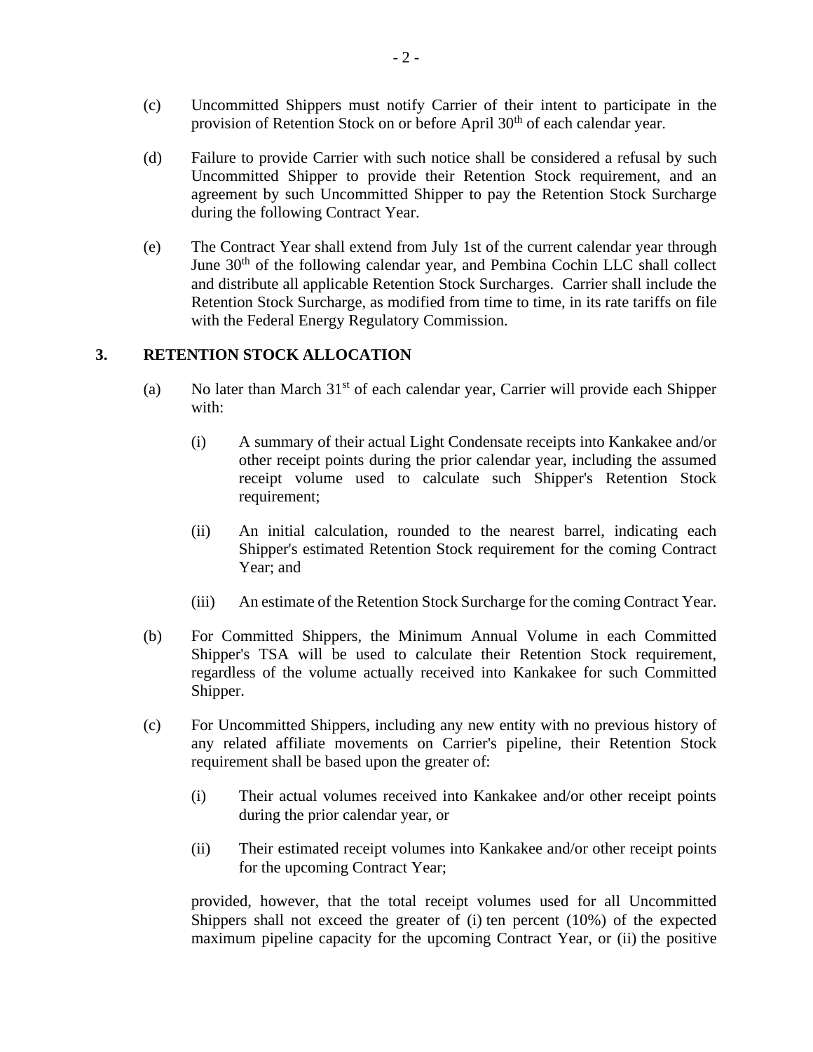(c) Uncommitted Shippers must notify Carrier of their intent to participate in the provision of Retention Stock on or before April 30th of each calendar year.

(d) Failure to provide Carrier with such notice shall be considered a refusal by such Uncommitted Shipper to provide their Retention Stock requirement, and an agreement by such Uncommitted Shipper to pay the Retention Stock Surcharge during the following Contract Year.

(e) The Contract Year shall extend from July 1st of the current calendar year through June 30th of the following calendar year, and Pembina Cochin LLC shall collect and distribute all applicable Retention Stock Surcharges. Carrier shall include the Retention Stock Surcharge, as modified from time to time, in its rate tariffs on file with the Federal Energy Regulatory Commission.

## 3. RETENTION STOCK ALLOCATION

(a) No later than March 31st of each calendar year, Carrier will provide each Shipper with:

(i) A summary of their actual Light Condensate receipts into Kankakee and/or other receipt points during the prior calendar year, including the assumed receipt volume used to calculate such Shipper's Retention Stock requirement;

(ii) An initial calculation, rounded to the nearest barrel, indicating each Shipper's estimated Retention Stock requirement for the coming Contract Year; and

(iii) An estimate of the Retention Stock Surcharge for the coming Contract Year.

(b) For Committed Shippers, the Minimum Annual Volume in each Committed Shipper's TSA will be used to calculate their Retention Stock requirement, regardless of the volume actually received into Kankakee for such Committed Shipper.

(c) For Uncommitted Shippers, including any new entity with no previous history of any related affiliate movements on Carrier's pipeline, their Retention Stock requirement shall be based upon the greater of:

(i) Their actual volumes received into Kankakee and/or other receipt points during the prior calendar year, or

(ii) Their estimated receipt volumes into Kankakee and/or other receipt points for the upcoming Contract Year;

provided, however, that the total receipt volumes used for all Uncommitted Shippers shall not exceed the greater of (i) ten percent (10%) of the expected maximum pipeline capacity for the upcoming Contract Year, or (ii) the positive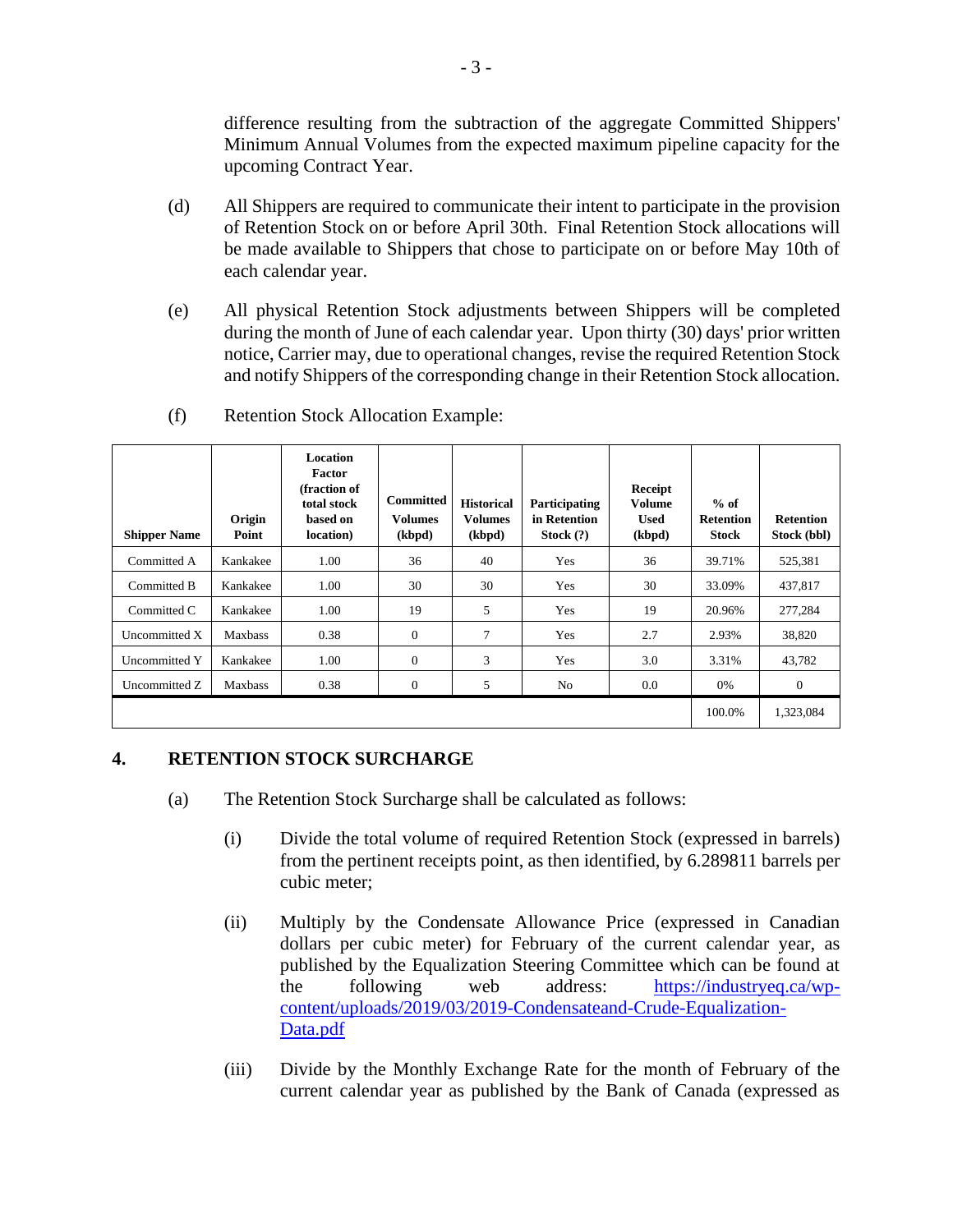difference resulting from the subtraction of the aggregate Committed Shippers' Minimum Annual Volumes from the expected maximum pipeline capacity for the upcoming Contract Year.

(d) All Shippers are required to communicate their intent to participate in the provision of Retention Stock on or before April 30th. Final Retention Stock allocations will be made available to Shippers that chose to participate on or before May 10th of each calendar year.

(e) All physical Retention Stock adjustments between Shippers will be completed during the month of June of each calendar year. Upon thirty (30) days' prior written notice, Carrier may, due to operational changes, revise the required Retention Stock and notify Shippers of the corresponding change in their Retention Stock allocation.

(f) Retention Stock Allocation Example:

| Shipper Name | Origin Point | Location Factor (fraction of total stock based on location) | Committed Volumes (kbpd) | Historical Volumes (kbpd) | Participating in Retention Stock (?) | Receipt Volume Used (kbpd) | % of Retention Stock | Retention Stock (bbl) |
|---|---|---|---|---|---|---|---|---|
| Committed A | Kankakee | 1.00 | 36 | 40 | Yes | 36 | 39.71% | 525,381 |
| Committed B | Kankakee | 1.00 | 30 | 30 | Yes | 30 | 33.09% | 437,817 |
| Committed C | Kankakee | 1.00 | 19 | 5 | Yes | 19 | 20.96% | 277,284 |
| Uncommitted X | Maxbass | 0.38 | 0 | 7 | Yes | 2.7 | 2.93% | 38,820 |
| Uncommitted Y | Kankakee | 1.00 | 0 | 3 | Yes | 3.0 | 3.31% | 43,782 |
| Uncommitted Z | Maxbass | 0.38 | 0 | 5 | No | 0.0 | 0% | 0 |
| | | | | | | | 100.0% | 1,323,084 |

## 4. RETENTION STOCK SURCHARGE

(a) The Retention Stock Surcharge shall be calculated as follows:

(i) Divide the total volume of required Retention Stock (expressed in barrels) from the pertinent receipts point, as then identified, by 6.289811 barrels per cubic meter;

(ii) Multiply by the Condensate Allowance Price (expressed in Canadian dollars per cubic meter) for February of the current calendar year, as published by the Equalization Steering Committee which can be found at the following web address: https://industryeq.ca/wp-content/uploads/2019/03/2019-Condensateand-Crude-Equalization-Data.pdf

(iii) Divide by the Monthly Exchange Rate for the month of February of the current calendar year as published by the Bank of Canada (expressed as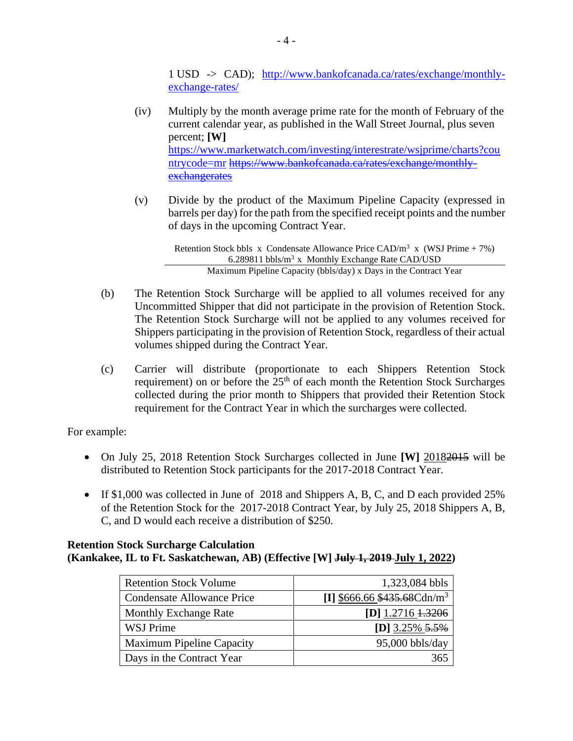1 USD -> CAD); http://www.bankofcanada.ca/rates/exchange/monthly-exchange-rates/

(iv) Multiply by the month average prime rate for the month of February of the current calendar year, as published in the Wall Street Journal, plus seven percent; **[W]** https://www.marketwatch.com/investing/interestrate/wsjprime/charts?countrycode=mr ~~https://www.bankofcanada.ca/rates/exchange/monthly-exchangerates~~

(v) Divide by the product of the Maximum Pipeline Capacity (expressed in barrels per day) for the path from the specified receipt points and the number of days in the upcoming Contract Year.

$$\frac{\dfrac{\text{Retention Stock bbls} \times \text{Condensate Allowance Price CAD/m}^3 \times (\text{WSJ Prime} + 7\%)}{6.289811 \text{ bbls/m}^3 \times \text{Monthly Exchange Rate CAD/USD}}}{\text{Maximum Pipeline Capacity (bbls/day)} \times \text{Days in the Contract Year}}$$

(b) The Retention Stock Surcharge will be applied to all volumes received for any Uncommitted Shipper that did not participate in the provision of Retention Stock. The Retention Stock Surcharge will not be applied to any volumes received for Shippers participating in the provision of Retention Stock, regardless of their actual volumes shipped during the Contract Year.

(c) Carrier will distribute (proportionate to each Shippers Retention Stock requirement) on or before the 25th of each month the Retention Stock Surcharges collected during the prior month to Shippers that provided their Retention Stock requirement for the Contract Year in which the surcharges were collected.

For example:

- On July 25, 2018 Retention Stock Surcharges collected in June **[W]** 2018~~2015~~ will be distributed to Retention Stock participants for the 2017-2018 Contract Year.
- If $1,000 was collected in June of 2018 and Shippers A, B, C, and D each provided 25% of the Retention Stock for the 2017-2018 Contract Year, by July 25, 2018 Shippers A, B, C, and D would each receive a distribution of $250.

**Retention Stock Surcharge Calculation**
**(Kankakee, IL to Ft. Saskatchewan, AB) (Effective [W] ~~July 1, 2019~~ July 1, 2022)**

| | |
|---|---|
| Retention Stock Volume | 1,323,084 bbls |
| Condensate Allowance Price | **[I]** $666.66 ~~$435.68~~Cdn/m$^3$ |
| Monthly Exchange Rate | **[D]** 1.2716 ~~1.3206~~ |
| WSJ Prime | **[D]** 3.25% ~~5.5%~~ |
| Maximum Pipeline Capacity | 95,000 bbls/day |
| Days in the Contract Year | 365 |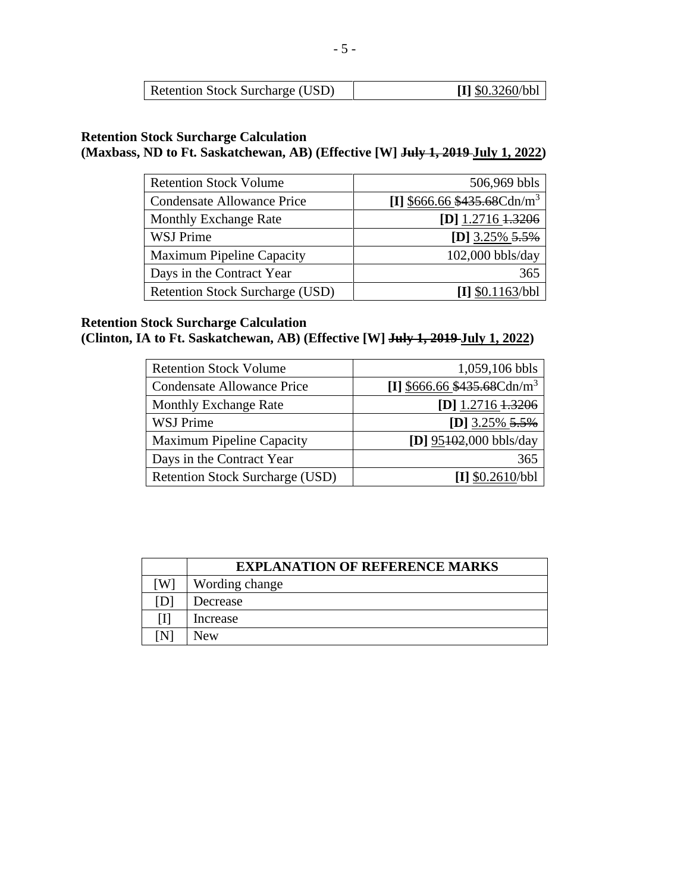| | |
|---|---|
| Retention Stock Surcharge (USD) | **[I]** $0.3260/bbl |

**Retention Stock Surcharge Calculation**
**(Maxbass, ND to Ft. Saskatchewan, AB) (Effective [W] ~~July 1, 2019~~ July 1, 2022)**

| | |
|---|---|
| Retention Stock Volume | 506,969 bbls |
| Condensate Allowance Price | **[I]** $666.66 ~~$435.68~~Cdn/m$^3$ |
| Monthly Exchange Rate | **[D]** 1.2716 ~~1.3206~~ |
| WSJ Prime | **[D]** 3.25% ~~5.5%~~ |
| Maximum Pipeline Capacity | 102,000 bbls/day |
| Days in the Contract Year | 365 |
| Retention Stock Surcharge (USD) | **[I]** $0.1163/bbl |

**Retention Stock Surcharge Calculation**
**(Clinton, IA to Ft. Saskatchewan, AB) (Effective [W] ~~July 1, 2019~~ July 1, 2022)**

| | |
|---|---|
| Retention Stock Volume | 1,059,106 bbls |
| Condensate Allowance Price | **[I]** $666.66 ~~$435.68~~Cdn/m$^3$ |
| Monthly Exchange Rate | **[D]** 1.2716 ~~1.3206~~ |
| WSJ Prime | **[D]** 3.25% ~~5.5%~~ |
| Maximum Pipeline Capacity | **[D]** 95~~102~~,000 bbls/day |
| Days in the Contract Year | 365 |
| Retention Stock Surcharge (USD) | **[I]** $0.2610/bbl |

| | **EXPLANATION OF REFERENCE MARKS** |
|---|---|
| [W] | Wording change |
| [D] | Decrease |
| [I] | Increase |
| [N] | New |